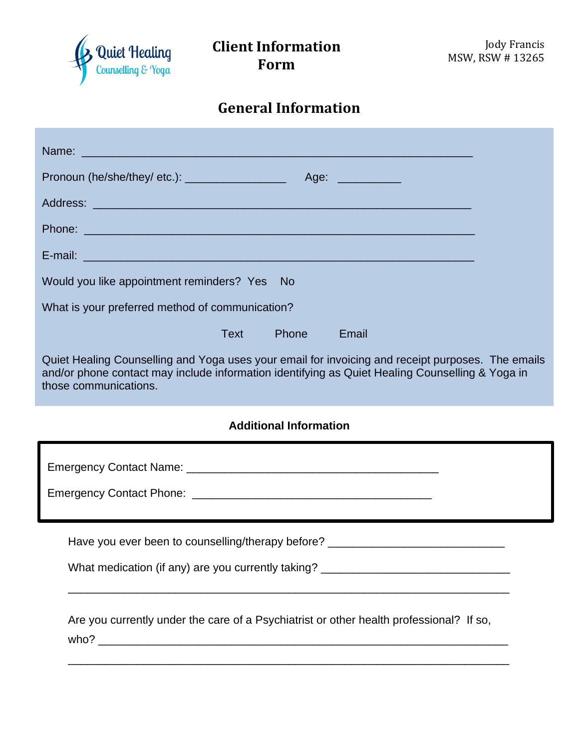Quiet Healing Counselling & Yoga

# Client Information Form

Jody Francis
MSW, RSW # 13265

## General Information

Name: ________________________________________________________

Pronoun (he/she/they/ etc.): _______________ Age: _________

Address: ______________________________________________________

Phone: ________________________________________________________

E-mail: ________________________________________________________

Would you like appointment reminders? Yes No

What is your preferred method of communication?

Text Phone Email

Quiet Healing Counselling and Yoga uses your email for invoicing and receipt purposes. The emails and/or phone contact may include information identifying as Quiet Healing Counselling & Yoga in those communications.

**Additional Information**

Emergency Contact Name: ____________________________________

Emergency Contact Phone: ___________________________________

Have you ever been to counselling/therapy before? ___________________________

What medication (if any) are you currently taking? ____________________________

_______________________________________________________________________

Are you currently under the care of a Psychiatrist or other health professional? If so, who? ________________________________________________________________

_______________________________________________________________________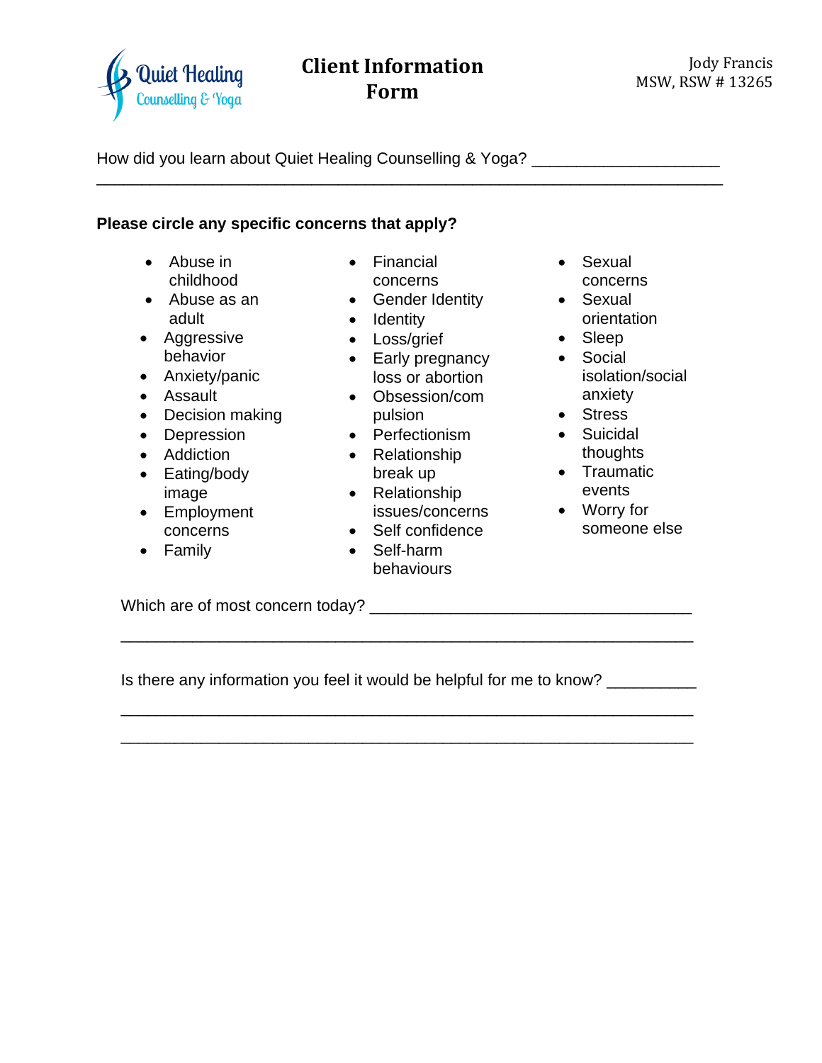Quiet Healing Counselling & Yoga

# Client Information Form

Jody Francis
MSW, RSW # 13265

How did you learn about Quiet Healing Counselling & Yoga? ____________________
_________________________________________________________________

**Please circle any specific concerns that apply?**

- Abuse in childhood
- Abuse as an adult
- Aggressive behavior
- Anxiety/panic
- Assault
- Decision making
- Depression
- Addiction
- Eating/body image
- Employment concerns
- Family
- Financial concerns
- Gender Identity
- Identity
- Loss/grief
- Early pregnancy loss or abortion
- Obsession/compulsion
- Perfectionism
- Relationship break up
- Relationship issues/concerns
- Self confidence
- Self-harm behaviours
- Sexual concerns
- Sexual orientation
- Sleep
- Social isolation/social anxiety
- Stress
- Suicidal thoughts
- Traumatic events
- Worry for someone else

Which are of most concern today? ___________________________________
_______________________________________________________________

Is there any information you feel it would be helpful for me to know? __________
_______________________________________________________________
_______________________________________________________________